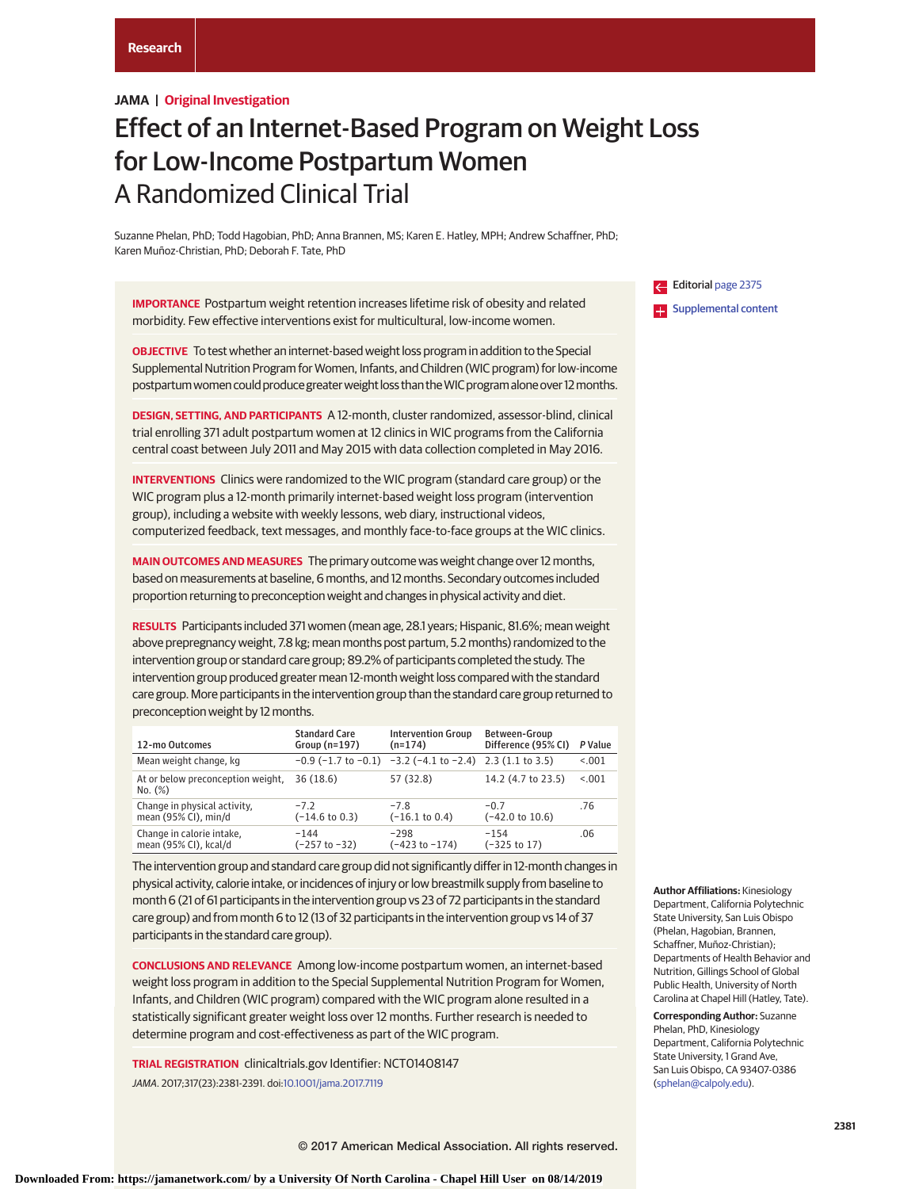JAMA | Original Investigation

# Effect of an Internet-Based Program on Weight Loss for Low-Income Postpartum Women
## A Randomized Clinical Trial

Suzanne Phelan, PhD; Todd Hagobian, PhD; Anna Brannen, MS; Karen E. Hatley, MPH; Andrew Schaffner, PhD; Karen Muñoz-Christian, PhD; Deborah F. Tate, PhD

Editorial page 2375

Supplemental content

**IMPORTANCE** Postpartum weight retention increases lifetime risk of obesity and related morbidity. Few effective interventions exist for multicultural, low-income women.

**OBJECTIVE** To test whether an internet-based weight loss program in addition to the Special Supplemental Nutrition Program for Women, Infants, and Children (WIC program) for low-income postpartum women could produce greater weight loss than the WIC program alone over 12 months.

**DESIGN, SETTING, AND PARTICIPANTS** A 12-month, cluster randomized, assessor-blind, clinical trial enrolling 371 adult postpartum women at 12 clinics in WIC programs from the California central coast between July 2011 and May 2015 with data collection completed in May 2016.

**INTERVENTIONS** Clinics were randomized to the WIC program (standard care group) or the WIC program plus a 12-month primarily internet-based weight loss program (intervention group), including a website with weekly lessons, web diary, instructional videos, computerized feedback, text messages, and monthly face-to-face groups at the WIC clinics.

**MAIN OUTCOMES AND MEASURES** The primary outcome was weight change over 12 months, based on measurements at baseline, 6 months, and 12 months. Secondary outcomes included proportion returning to preconception weight and changes in physical activity and diet.

**RESULTS** Participants included 371 women (mean age, 28.1 years; Hispanic, 81.6%; mean weight above prepregnancy weight, 7.8 kg; mean months post partum, 5.2 months) randomized to the intervention group or standard care group; 89.2% of participants completed the study. The intervention group produced greater mean 12-month weight loss compared with the standard care group. More participants in the intervention group than the standard care group returned to preconception weight by 12 months.

| 12-mo Outcomes | Standard Care Group (n=197) | Intervention Group (n=174) | Between-Group Difference (95% CI) | *P* Value |
|---|---|---|---|---|
| Mean weight change, kg | −0.9 (−1.7 to −0.1) | −3.2 (−4.1 to −2.4) | 2.3 (1.1 to 3.5) | <.001 |
| At or below preconception weight, No. (%) | 36 (18.6) | 57 (32.8) | 14.2 (4.7 to 23.5) | <.001 |
| Change in physical activity, mean (95% CI), min/d | −7.2 (−14.6 to 0.3) | −7.8 (−16.1 to 0.4) | −0.7 (−42.0 to 10.6) | .76 |
| Change in calorie intake, mean (95% CI), kcal/d | −144 (−257 to −32) | −298 (−423 to −174) | −154 (−325 to 17) | .06 |

The intervention group and standard care group did not significantly differ in 12-month changes in physical activity, calorie intake, or incidences of injury or low breastmilk supply from baseline to month 6 (21 of 61 participants in the intervention group vs 23 of 72 participants in the standard care group) and from month 6 to 12 (13 of 32 participants in the intervention group vs 14 of 37 participants in the standard care group).

**CONCLUSIONS AND RELEVANCE** Among low-income postpartum women, an internet-based weight loss program in addition to the Special Supplemental Nutrition Program for Women, Infants, and Children (WIC program) compared with the WIC program alone resulted in a statistically significant greater weight loss over 12 months. Further research is needed to determine program and cost-effectiveness as part of the WIC program.

**TRIAL REGISTRATION** clinicaltrials.gov Identifier: NCT01408147

*JAMA*. 2017;317(23):2381-2391. doi:10.1001/jama.2017.7119

**Author Affiliations:** Kinesiology Department, California Polytechnic State University, San Luis Obispo (Phelan, Hagobian, Brannen, Schaffner, Muñoz-Christian); Departments of Health Behavior and Nutrition, Gillings School of Global Public Health, University of North Carolina at Chapel Hill (Hatley, Tate).

**Corresponding Author:** Suzanne Phelan, PhD, Kinesiology Department, California Polytechnic State University, 1 Grand Ave, San Luis Obispo, CA 93407-0386 (sphelan@calpoly.edu).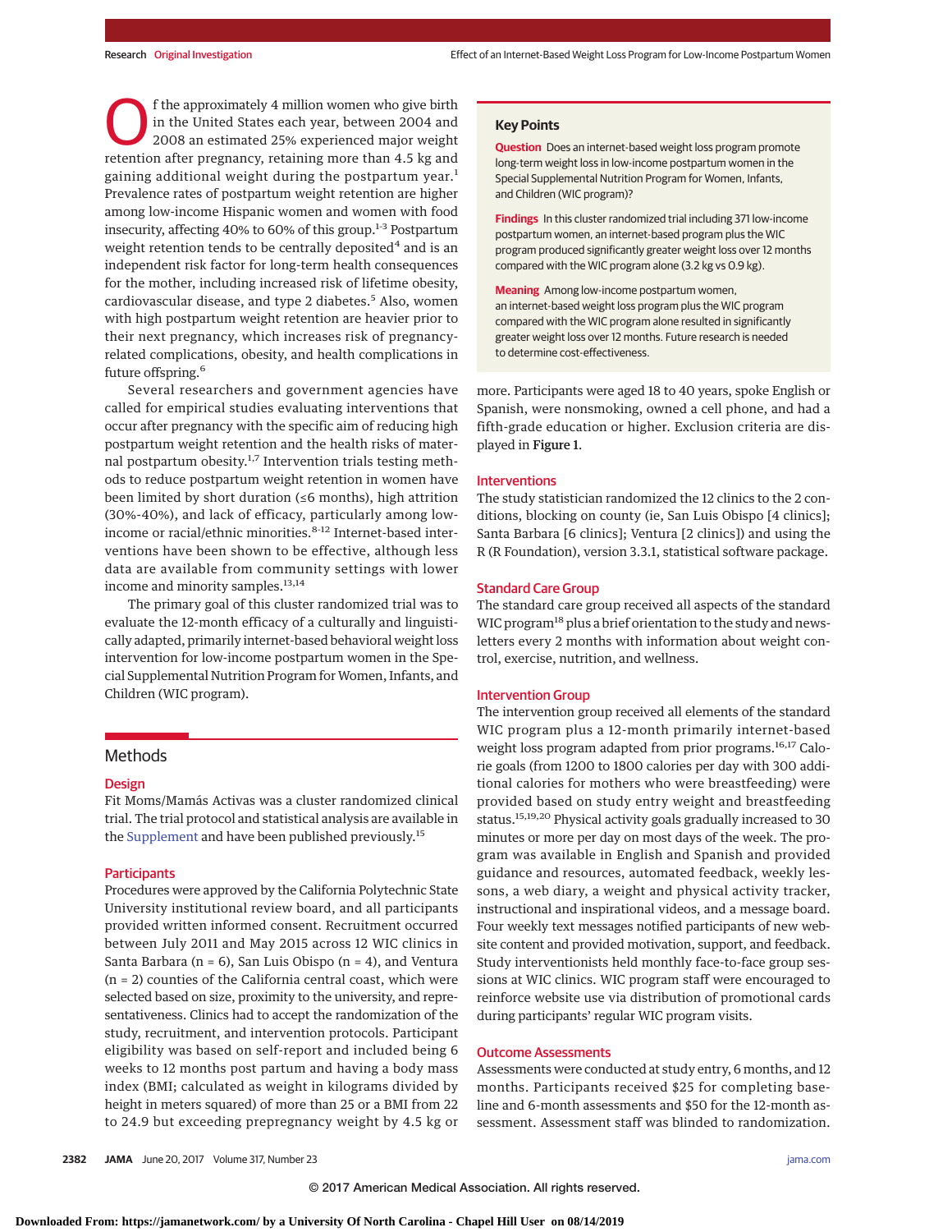Of the approximately 4 million women who give birth in the United States each year, between 2004 and 2008 an estimated 25% experienced major weight retention after pregnancy, retaining more than 4.5 kg and gaining additional weight during the postpartum year.[1] Prevalence rates of postpartum weight retention are higher among low-income Hispanic women and women with food insecurity, affecting 40% to 60% of this group.[1-3] Postpartum weight retention tends to be centrally deposited[4] and is an independent risk factor for long-term health consequences for the mother, including increased risk of lifetime obesity, cardiovascular disease, and type 2 diabetes.[5] Also, women with high postpartum weight retention are heavier prior to their next pregnancy, which increases risk of pregnancy-related complications, obesity, and health complications in future offspring.[6]

Several researchers and government agencies have called for empirical studies evaluating interventions that occur after pregnancy with the specific aim of reducing high postpartum weight retention and the health risks of maternal postpartum obesity.[1,7] Intervention trials testing methods to reduce postpartum weight retention in women have been limited by short duration (≤6 months), high attrition (30%-40%), and lack of efficacy, particularly among low-income or racial/ethnic minorities.[8-12] Internet-based interventions have been shown to be effective, although less data are available from community settings with lower income and minority samples.[13,14]

The primary goal of this cluster randomized trial was to evaluate the 12-month efficacy of a culturally and linguistically adapted, primarily internet-based behavioral weight loss intervention for low-income postpartum women in the Special Supplemental Nutrition Program for Women, Infants, and Children (WIC program).

## Key Points

**Question** Does an internet-based weight loss program promote long-term weight loss in low-income postpartum women in the Special Supplemental Nutrition Program for Women, Infants, and Children (WIC program)?

**Findings** In this cluster randomized trial including 371 low-income postpartum women, an internet-based program plus the WIC program produced significantly greater weight loss over 12 months compared with the WIC program alone (3.2 kg vs 0.9 kg).

**Meaning** Among low-income postpartum women, an internet-based weight loss program plus the WIC program compared with the WIC program alone resulted in significantly greater weight loss over 12 months. Future research is needed to determine cost-effectiveness.

## Methods

### Design

Fit Moms/Mamás Activas was a cluster randomized clinical trial. The trial protocol and statistical analysis are available in the Supplement and have been published previously.[15]

### Participants

Procedures were approved by the California Polytechnic State University institutional review board, and all participants provided written informed consent. Recruitment occurred between July 2011 and May 2015 across 12 WIC clinics in Santa Barbara (n = 6), San Luis Obispo (n = 4), and Ventura (n = 2) counties of the California central coast, which were selected based on size, proximity to the university, and representativeness. Clinics had to accept the randomization of the study, recruitment, and intervention protocols. Participant eligibility was based on self-report and included being 6 weeks to 12 months post partum and having a body mass index (BMI; calculated as weight in kilograms divided by height in meters squared) of more than 25 or a BMI from 22 to 24.9 but exceeding prepregnancy weight by 4.5 kg or more. Participants were aged 18 to 40 years, spoke English or Spanish, were nonsmoking, owned a cell phone, and had a fifth-grade education or higher. Exclusion criteria are displayed in Figure 1.

### Interventions

The study statistician randomized the 12 clinics to the 2 conditions, blocking on county (ie, San Luis Obispo [4 clinics]; Santa Barbara [6 clinics]; Ventura [2 clinics]) and using the R (R Foundation), version 3.3.1, statistical software package.

### Standard Care Group

The standard care group received all aspects of the standard WIC program[18] plus a brief orientation to the study and newsletters every 2 months with information about weight control, exercise, nutrition, and wellness.

### Intervention Group

The intervention group received all elements of the standard WIC program plus a 12-month primarily internet-based weight loss program adapted from prior programs.[16,17] Calorie goals (from 1200 to 1800 calories per day with 300 additional calories for mothers who were breastfeeding) were provided based on study entry weight and breastfeeding status.[15,19,20] Physical activity goals gradually increased to 30 minutes or more per day on most days of the week. The program was available in English and Spanish and provided guidance and resources, automated feedback, weekly lessons, a web diary, a weight and physical activity tracker, instructional and inspirational videos, and a message board. Four weekly text messages notified participants of new website content and provided motivation, support, and feedback. Study interventionists held monthly face-to-face group sessions at WIC clinics. WIC program staff were encouraged to reinforce website use via distribution of promotional cards during participants' regular WIC program visits.

### Outcome Assessments

Assessments were conducted at study entry, 6 months, and 12 months. Participants received $25 for completing baseline and 6-month assessments and $50 for the 12-month assessment. Assessment staff was blinded to randomization.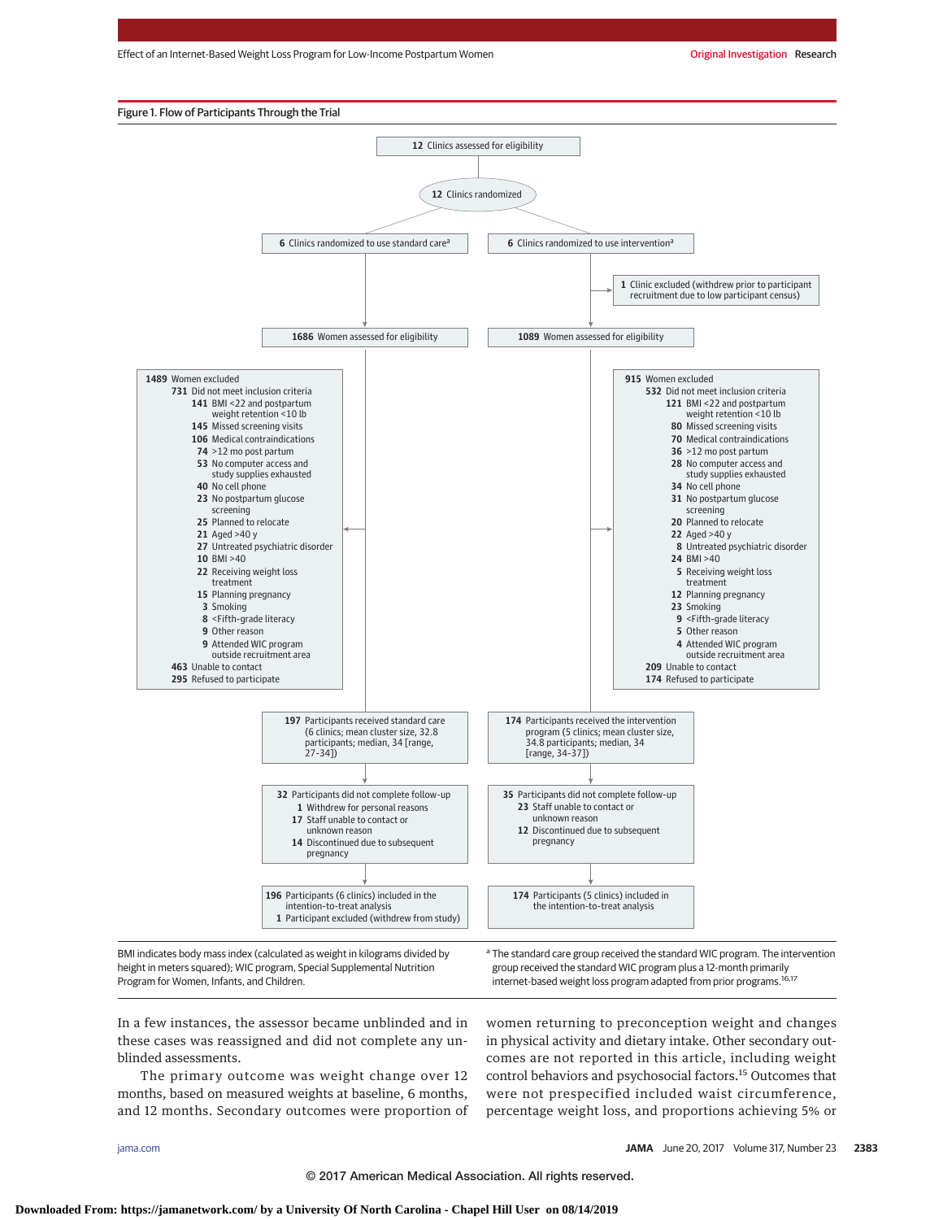**Figure 1. Flow of Participants Through the Trial**

**12** Clinics assessed for eligibility

**12** Clinics randomized

**Standard care arm:**

**6** Clinics randomized to use standard care[a]

**1686** Women assessed for eligibility

**1489** Women excluded
- **731** Did not meet inclusion criteria
  - **141** BMI <22 and postpartum weight retention <10 lb
  - **145** Missed screening visits
  - **106** Medical contraindications
  - **74** >12 mo post partum
  - **53** No computer access and study supplies exhausted
  - **40** No cell phone
  - **23** No postpartum glucose screening
  - **25** Planned to relocate
  - **21** Aged >40 y
  - **27** Untreated psychiatric disorder
  - **10** BMI >40
  - **22** Receiving weight loss treatment
  - **15** Planning pregnancy
  - **3** Smoking
  - **8** <Fifth-grade literacy
  - **9** Other reason
  - **9** Attended WIC program outside recruitment area
- **463** Unable to contact
- **295** Refused to participate

**197** Participants received standard care (6 clinics; mean cluster size, 32.8 participants; median, 34 [range, 27-34])

**32** Participants did not complete follow-up
- **1** Withdrew for personal reasons
- **17** Staff unable to contact or unknown reason
- **14** Discontinued due to subsequent pregnancy

**196** Participants (6 clinics) included in the intention-to-treat analysis
**1** Participant excluded (withdrew from study)

**Intervention arm:**

**6** Clinics randomized to use intervention[a]

**1** Clinic excluded (withdrew prior to participant recruitment due to low participant census)

**1089** Women assessed for eligibility

**915** Women excluded
- **532** Did not meet inclusion criteria
  - **121** BMI <22 and postpartum weight retention <10 lb
  - **80** Missed screening visits
  - **70** Medical contraindications
  - **36** >12 mo post partum
  - **28** No computer access and study supplies exhausted
  - **34** No cell phone
  - **31** No postpartum glucose screening
  - **20** Planned to relocate
  - **22** Aged >40 y
  - **8** Untreated psychiatric disorder
  - **24** BMI >40
  - **5** Receiving weight loss treatment
  - **12** Planning pregnancy
  - **23** Smoking
  - **9** <Fifth-grade literacy
  - **5** Other reason
  - **4** Attended WIC program outside recruitment area
- **209** Unable to contact
- **174** Refused to participate

**174** Participants received the intervention program (5 clinics; mean cluster size, 34.8 participants; median, 34 [range, 34-37])

**35** Participants did not complete follow-up
- **23** Staff unable to contact or unknown reason
- **12** Discontinued due to subsequent pregnancy

**174** Participants (5 clinics) included in the intention-to-treat analysis

BMI indicates body mass index (calculated as weight in kilograms divided by height in meters squared); WIC program, Special Supplemental Nutrition Program for Women, Infants, and Children.

[a] The standard care group received the standard WIC program. The intervention group received the standard WIC program plus a 12-month primarily internet-based weight loss program adapted from prior programs.[16,17]

In a few instances, the assessor became unblinded and in these cases was reassigned and did not complete any unblinded assessments.

The primary outcome was weight change over 12 months, based on measured weights at baseline, 6 months, and 12 months. Secondary outcomes were proportion of women returning to preconception weight and changes in physical activity and dietary intake. Other secondary outcomes are not reported in this article, including weight control behaviors and psychosocial factors.[15] Outcomes that were not prespecified included waist circumference, percentage weight loss, and proportions achieving 5% or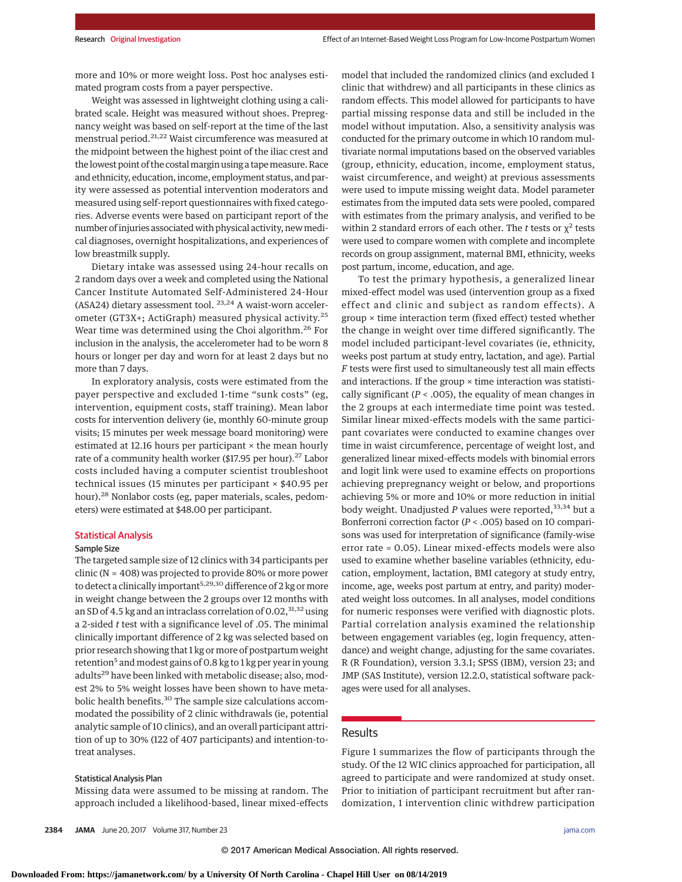more and 10% or more weight loss. Post hoc analyses estimated program costs from a payer perspective.

Weight was assessed in lightweight clothing using a calibrated scale. Height was measured without shoes. Prepregnancy weight was based on self-report at the time of the last menstrual period.[21,22] Waist circumference was measured at the midpoint between the highest point of the iliac crest and the lowest point of the costal margin using a tape measure. Race and ethnicity, education, income, employment status, and parity were assessed as potential intervention moderators and measured using self-report questionnaires with fixed categories. Adverse events were based on participant report of the number of injuries associated with physical activity, new medical diagnoses, overnight hospitalizations, and experiences of low breastmilk supply.

Dietary intake was assessed using 24-hour recalls on 2 random days over a week and completed using the National Cancer Institute Automated Self-Administered 24-Hour (ASA24) dietary assessment tool. [23,24] A waist-worn accelerometer (GT3X+; ActiGraph) measured physical activity.[25] Wear time was determined using the Choi algorithm.[26] For inclusion in the analysis, the accelerometer had to be worn 8 hours or longer per day and worn for at least 2 days but no more than 7 days.

In exploratory analysis, costs were estimated from the payer perspective and excluded 1-time "sunk costs" (eg, intervention, equipment costs, staff training). Mean labor costs for intervention delivery (ie, monthly 60-minute group visits; 15 minutes per week message board monitoring) were estimated at 12.16 hours per participant × the mean hourly rate of a community health worker ($17.95 per hour).[27] Labor costs included having a computer scientist troubleshoot technical issues (15 minutes per participant × $40.95 per hour).[28] Nonlabor costs (eg, paper materials, scales, pedometers) were estimated at $48.00 per participant.

## Statistical Analysis

### Sample Size

The targeted sample size of 12 clinics with 34 participants per clinic (N = 408) was projected to provide 80% or more power to detect a clinically important[5,29,30] difference of 2 kg or more in weight change between the 2 groups over 12 months with an SD of 4.5 kg and an intraclass correlation of 0.02,[31,32] using a 2-sided *t* test with a significance level of .05. The minimal clinically important difference of 2 kg was selected based on prior research showing that 1 kg or more of postpartum weight retention[5] and modest gains of 0.8 kg to 1 kg per year in young adults[29] have been linked with metabolic disease; also, modest 2% to 5% weight losses have been shown to have metabolic health benefits.[30] The sample size calculations accommodated the possibility of 2 clinic withdrawals (ie, potential analytic sample of 10 clinics), and an overall participant attrition of up to 30% (122 of 407 participants) and intention-to-treat analyses.

### Statistical Analysis Plan

Missing data were assumed to be missing at random. The approach included a likelihood-based, linear mixed-effects model that included the randomized clinics (and excluded 1 clinic that withdrew) and all participants in these clinics as random effects. This model allowed for participants to have partial missing response data and still be included in the model without imputation. Also, a sensitivity analysis was conducted for the primary outcome in which 10 random multivariate normal imputations based on the observed variables (group, ethnicity, education, income, employment status, waist circumference, and weight) at previous assessments were used to impute missing weight data. Model parameter estimates from the imputed data sets were pooled, compared with estimates from the primary analysis, and verified to be within 2 standard errors of each other. The *t* tests or $\chi^2$ tests were used to compare women with complete and incomplete records on group assignment, maternal BMI, ethnicity, weeks post partum, income, education, and age.

To test the primary hypothesis, a generalized linear mixed-effect model was used (intervention group as a fixed effect and clinic and subject as random effects). A group × time interaction term (fixed effect) tested whether the change in weight over time differed significantly. The model included participant-level covariates (ie, ethnicity, weeks post partum at study entry, lactation, and age). Partial *F* tests were first used to simultaneously test all main effects and interactions. If the group × time interaction was statistically significant ($P < .005$), the equality of mean changes in the 2 groups at each intermediate time point was tested. Similar linear mixed-effects models with the same participant covariates were conducted to examine changes over time in waist circumference, percentage of weight lost, and generalized linear mixed-effects models with binomial errors and logit link were used to examine effects on proportions achieving prepregnancy weight or below, and proportions achieving 5% or more and 10% or more reduction in initial body weight. Unadjusted *P* values were reported,[33,34] but a Bonferroni correction factor ($P < .005$) based on 10 comparisons was used for interpretation of significance (family-wise error rate = 0.05). Linear mixed-effects models were also used to examine whether baseline variables (ethnicity, education, employment, lactation, BMI category at study entry, income, age, weeks post partum at entry, and parity) moderated weight loss outcomes. In all analyses, model conditions for numeric responses were verified with diagnostic plots. Partial correlation analysis examined the relationship between engagement variables (eg, login frequency, attendance) and weight change, adjusting for the same covariates. R (R Foundation), version 3.3.1; SPSS (IBM), version 23; and JMP (SAS Institute), version 12.2.0, statistical software packages were used for all analyses.

## Results

Figure 1 summarizes the flow of participants through the study. Of the 12 WIC clinics approached for participation, all agreed to participate and were randomized at study onset. Prior to initiation of participant recruitment but after randomization, 1 intervention clinic withdrew participation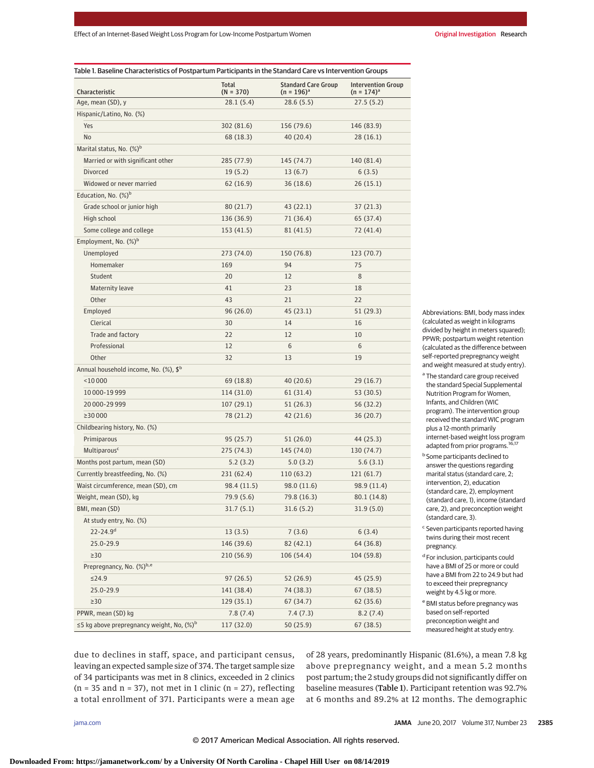Table 1. Baseline Characteristics of Postpartum Participants in the Standard Care vs Intervention Groups

| Characteristic | Total (N = 370) | Standard Care Group (n = 196)[a] | Intervention Group (n = 174)[a] |
|---|---|---|---|
| Age, mean (SD), y | 28.1 (5.4) | 28.6 (5.5) | 27.5 (5.2) |
| Hispanic/Latino, No. (%) | | | |
| Yes | 302 (81.6) | 156 (79.6) | 146 (83.9) |
| No | 68 (18.3) | 40 (20.4) | 28 (16.1) |
| Marital status, No. (%)[b] | | | |
| Married or with significant other | 285 (77.9) | 145 (74.7) | 140 (81.4) |
| Divorced | 19 (5.2) | 13 (6.7) | 6 (3.5) |
| Widowed or never married | 62 (16.9) | 36 (18.6) | 26 (15.1) |
| Education, No. (%)[b] | | | |
| Grade school or junior high | 80 (21.7) | 43 (22.1) | 37 (21.3) |
| High school | 136 (36.9) | 71 (36.4) | 65 (37.4) |
| Some college and college | 153 (41.5) | 81 (41.5) | 72 (41.4) |
| Employment, No. (%)[b] | | | |
| Unemployed | 273 (74.0) | 150 (76.8) | 123 (70.7) |
| Homemaker | 169 | 94 | 75 |
| Student | 20 | 12 | 8 |
| Maternity leave | 41 | 23 | 18 |
| Other | 43 | 21 | 22 |
| Employed | 96 (26.0) | 45 (23.1) | 51 (29.3) |
| Clerical | 30 | 14 | 16 |
| Trade and factory | 22 | 12 | 10 |
| Professional | 12 | 6 | 6 |
| Other | 32 | 13 | 19 |
| Annual household income, No. (%), $[b] | | | |
| <10 000 | 69 (18.8) | 40 (20.6) | 29 (16.7) |
| 10 000-19 999 | 114 (31.0) | 61 (31.4) | 53 (30.5) |
| 20 000-29 999 | 107 (29.1) | 51 (26.3) | 56 (32.2) |
| ≥30 000 | 78 (21.2) | 42 (21.6) | 36 (20.7) |
| Childbearing history, No. (%) | | | |
| Primiparous | 95 (25.7) | 51 (26.0) | 44 (25.3) |
| Multiparous[c] | 275 (74.3) | 145 (74.0) | 130 (74.7) |
| Months post partum, mean (SD) | 5.2 (3.2) | 5.0 (3.2) | 5.6 (3.1) |
| Currently breastfeeding, No. (%) | 231 (62.4) | 110 (63.2) | 121 (61.7) |
| Waist circumference, mean (SD), cm | 98.4 (11.5) | 98.0 (11.6) | 98.9 (11.4) |
| Weight, mean (SD), kg | 79.9 (5.6) | 79.8 (16.3) | 80.1 (14.8) |
| BMI, mean (SD) | 31.7 (5.1) | 31.6 (5.2) | 31.9 (5.0) |
| At study entry, No. (%) | | | |
| 22-24.9[d] | 13 (3.5) | 7 (3.6) | 6 (3.4) |
| 25.0-29.9 | 146 (39.6) | 82 (42.1) | 64 (36.8) |
| ≥30 | 210 (56.9) | 106 (54.4) | 104 (59.8) |
| Prepregnancy, No. (%)[b,e] | | | |
| ≤24.9 | 97 (26.5) | 52 (26.9) | 45 (25.9) |
| 25.0-29.9 | 141 (38.4) | 74 (38.3) | 67 (38.5) |
| ≥30 | 129 (35.1) | 67 (34.7) | 62 (35.6) |
| PPWR, mean (SD) kg | 7.8 (7.4) | 7.4 (7.3) | 8.2 (7.4) |
| ≤5 kg above prepregnancy weight, No, (%)[b] | 117 (32.0) | 50 (25.9) | 67 (38.5) |

Abbreviations: BMI, body mass index (calculated as weight in kilograms divided by height in meters squared); PPWR; postpartum weight retention (calculated as the difference between self-reported prepregnancy weight and weight measured at study entry).

[a] The standard care group received the standard Special Supplemental Nutrition Program for Women, Infants, and Children (WIC program). The intervention group received the standard WIC program plus a 12-month primarily internet-based weight loss program adapted from prior programs.[16,17]

[b] Some participants declined to answer the questions regarding marital status (standard care, 2; intervention, 2), education (standard care, 2), employment (standard care, 1), income (standard care, 2), and preconception weight (standard care, 3).

[c] Seven participants reported having twins during their most recent pregnancy.

[d] For inclusion, participants could have a BMI of 25 or more or could have a BMI from 22 to 24.9 but had to exceed their prepregnancy weight by 4.5 kg or more.

[e] BMI status before pregnancy was based on self-reported preconception weight and measured height at study entry.

due to declines in staff, space, and participant census, leaving an expected sample size of 374. The target sample size of 34 participants was met in 8 clinics, exceeded in 2 clinics (n = 35 and n = 37), not met in 1 clinic (n = 27), reflecting a total enrollment of 371. Participants were a mean age of 28 years, predominantly Hispanic (81.6%), a mean 7.8 kg above prepregnancy weight, and a mean 5.2 months post partum; the 2 study groups did not significantly differ on baseline measures (**Table 1**). Participant retention was 92.7% at 6 months and 89.2% at 12 months. The demographic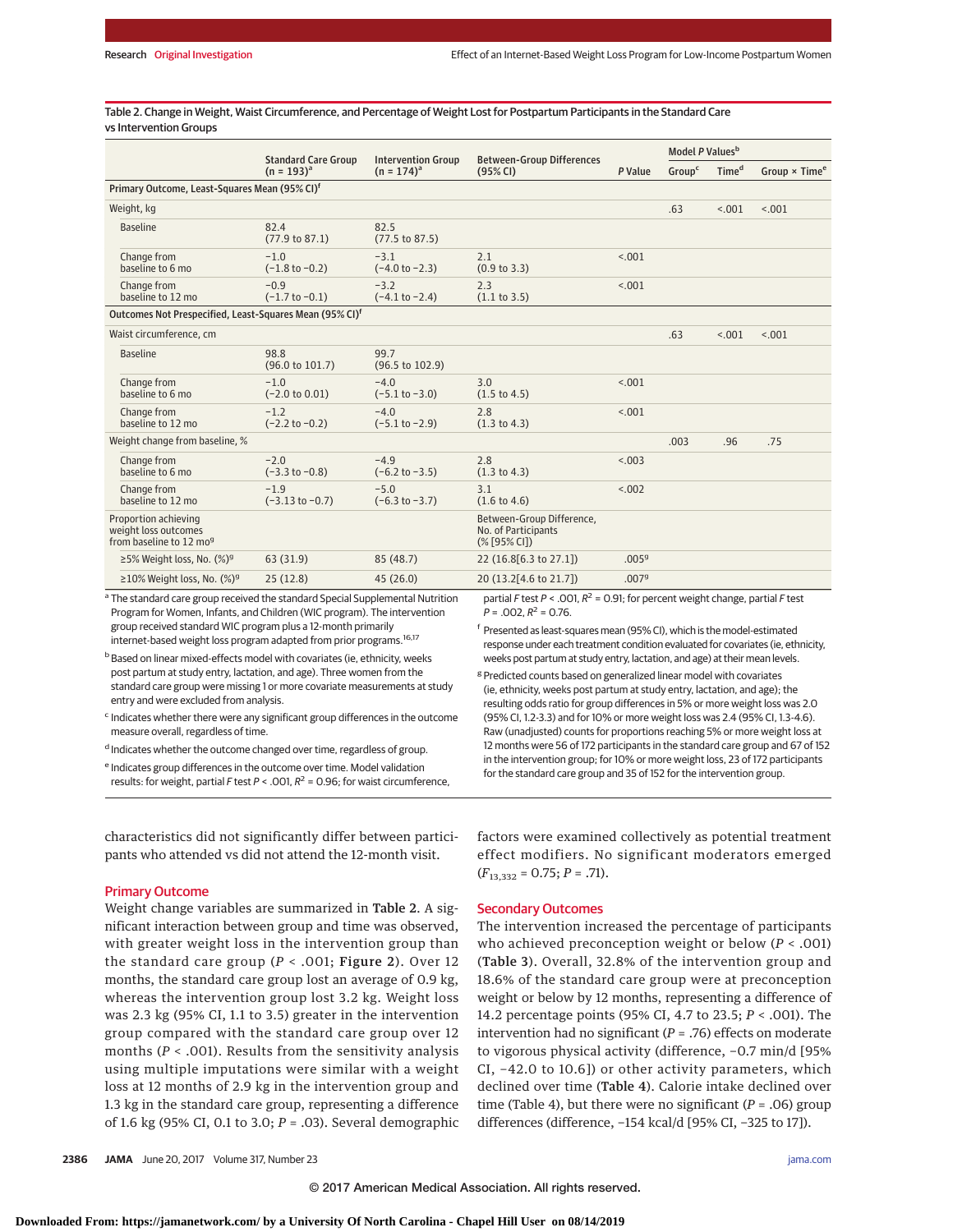Table 2. Change in Weight, Waist Circumference, and Percentage of Weight Lost for Postpartum Participants in the Standard Care vs Intervention Groups

| | Standard Care Group (n = 193)[a] | Intervention Group (n = 174)[a] | Between-Group Differences (95% CI) | P Value | Model P Values[b] | | |
|---|---|---|---|---|---|---|---|
| | | | | | Group[c] | Time[d] | Group × Time[e] |
| **Primary Outcome, Least-Squares Mean (95% CI)[f]** | | | | | | | |
| Weight, kg | | | | | .63 | <.001 | <.001 |
| Baseline | 82.4 (77.9 to 87.1) | 82.5 (77.5 to 87.5) | | | | | |
| Change from baseline to 6 mo | −1.0 (−1.8 to −0.2) | −3.1 (−4.0 to −2.3) | 2.1 (0.9 to 3.3) | <.001 | | | |
| Change from baseline to 12 mo | −0.9 (−1.7 to −0.1) | −3.2 (−4.1 to −2.4) | 2.3 (1.1 to 3.5) | <.001 | | | |
| **Outcomes Not Prespecified, Least-Squares Mean (95% CI)[f]** | | | | | | | |
| Waist circumference, cm | | | | | .63 | <.001 | <.001 |
| Baseline | 98.8 (96.0 to 101.7) | 99.7 (96.5 to 102.9) | | | | | |
| Change from baseline to 6 mo | −1.0 (−2.0 to 0.01) | −4.0 (−5.1 to −3.0) | 3.0 (1.5 to 4.5) | <.001 | | | |
| Change from baseline to 12 mo | −1.2 (−2.2 to −0.2) | −4.0 (−5.1 to −2.9) | 2.8 (1.3 to 4.3) | <.001 | | | |
| Weight change from baseline, % | | | | | .003 | .96 | .75 |
| Change from baseline to 6 mo | −2.0 (−3.3 to −0.8) | −4.9 (−6.2 to −3.5) | 2.8 (1.3 to 4.3) | <.003 | | | |
| Change from baseline to 12 mo | −1.9 (−3.13 to −0.7) | −5.0 (−6.3 to −3.7) | 3.1 (1.6 to 4.6) | <.002 | | | |
| Proportion achieving weight loss outcomes from baseline to 12 mo[g] | | | Between-Group Difference, No. of Participants (% [95% CI]) | | | | |
| ≥5% Weight loss, No. (%)[g] | 63 (31.9) | 85 (48.7) | 22 (16.8[6.3 to 27.1]) | .005[g] | | | |
| ≥10% Weight loss, No. (%)[g] | 25 (12.8) | 45 (26.0) | 20 (13.2[4.6 to 21.7]) | .007[g] | | | |

[a] The standard care group received the standard Special Supplemental Nutrition Program for Women, Infants, and Children (WIC program). The intervention group received standard WIC program plus a 12-month primarily internet-based weight loss program adapted from prior programs.[16,17]

[b] Based on linear mixed-effects model with covariates (ie, ethnicity, weeks post partum at study entry, lactation, and age). Three women from the standard care group were missing 1 or more covariate measurements at study entry and were excluded from analysis.

[c] Indicates whether there were any significant group differences in the outcome measure overall, regardless of time.

[d] Indicates whether the outcome changed over time, regardless of group.

[e] Indicates group differences in the outcome over time. Model validation results: for weight, partial F test $P < .001$, $R^2 = 0.96$; for waist circumference, partial F test $P < .001$, $R^2 = 0.91$; for percent weight change, partial F test $P = .002$, $R^2 = 0.76$.

[f] Presented as least-squares mean (95% CI), which is the model-estimated response under each treatment condition evaluated for covariates (ie, ethnicity, weeks post partum at study entry, lactation, and age) at their mean levels.

[g] Predicted counts based on generalized linear model with covariates (ie, ethnicity, weeks post partum at study entry, lactation, and age); the resulting odds ratio for group differences in 5% or more weight loss was 2.0 (95% CI, 1.2-3.3) and for 10% or more weight loss was 2.4 (95% CI, 1.3-4.6). Raw (unadjusted) counts for proportions reaching 5% or more weight loss at 12 months were 56 of 172 participants in the standard care group and 67 of 152 in the intervention group; for 10% or more weight loss, 23 of 172 participants for the standard care group and 35 of 152 for the intervention group.

characteristics did not significantly differ between participants who attended vs did not attend the 12-month visit.

## Primary Outcome

Weight change variables are summarized in **Table 2**. A significant interaction between group and time was observed, with greater weight loss in the intervention group than the standard care group ($P < .001$; **Figure 2**). Over 12 months, the standard care group lost an average of 0.9 kg, whereas the intervention group lost 3.2 kg. Weight loss was 2.3 kg (95% CI, 1.1 to 3.5) greater in the intervention group compared with the standard care group over 12 months ($P < .001$). Results from the sensitivity analysis using multiple imputations were similar with a weight loss at 12 months of 2.9 kg in the intervention group and 1.3 kg in the standard care group, representing a difference of 1.6 kg (95% CI, 0.1 to 3.0; $P = .03$). Several demographic factors were examined collectively as potential treatment effect modifiers. No significant moderators emerged ($F_{13,332} = 0.75$; $P = .71$).

## Secondary Outcomes

The intervention increased the percentage of participants who achieved preconception weight or below ($P < .001$) (**Table 3**). Overall, 32.8% of the intervention group and 18.6% of the standard care group were at preconception weight or below by 12 months, representing a difference of 14.2 percentage points (95% CI, 4.7 to 23.5; $P < .001$). The intervention had no significant ($P = .76$) effects on moderate to vigorous physical activity (difference, −0.7 min/d [95% CI, −42.0 to 10.6]) or other activity parameters, which declined over time (**Table 4**). Calorie intake declined over time (Table 4), but there were no significant ($P = .06$) group differences (difference, −154 kcal/d [95% CI, −325 to 17]).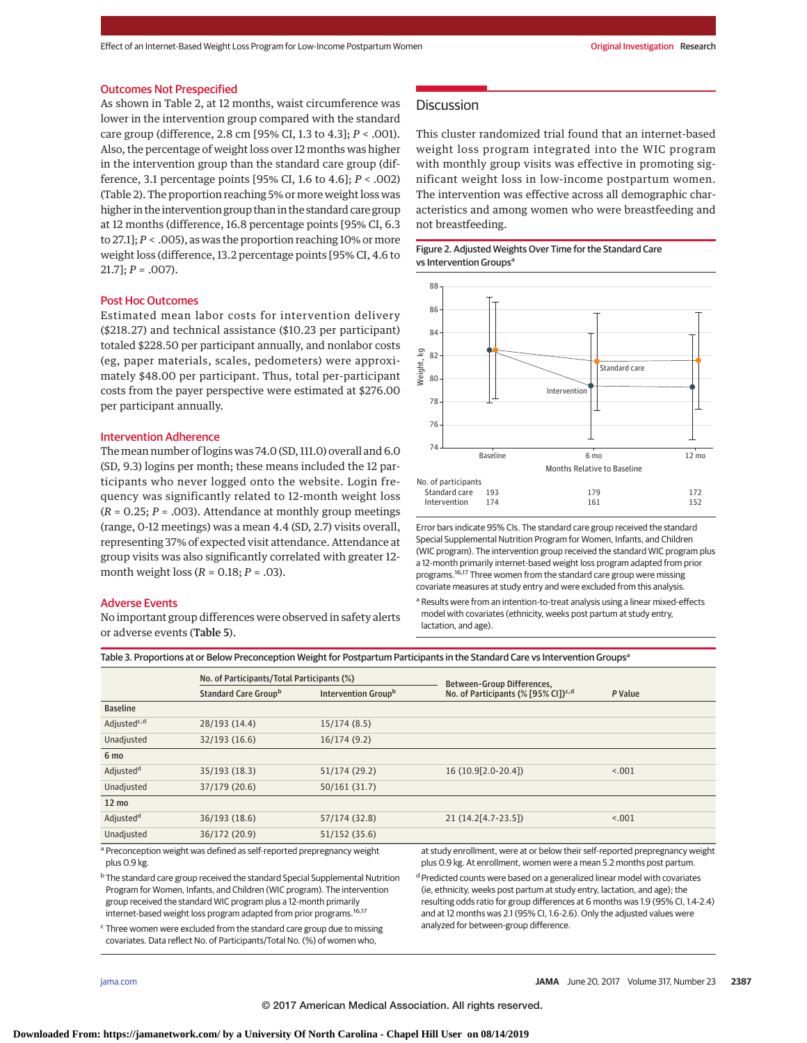### Outcomes Not Prespecified

As shown in Table 2, at 12 months, waist circumference was lower in the intervention group compared with the standard care group (difference, 2.8 cm [95% CI, 1.3 to 4.3]; *P* < .001). Also, the percentage of weight loss over 12 months was higher in the intervention group than the standard care group (difference, 3.1 percentage points [95% CI, 1.6 to 4.6]; *P* < .002) (Table 2). The proportion reaching 5% or more weight loss was higher in the intervention group than in the standard care group at 12 months (difference, 16.8 percentage points [95% CI, 6.3 to 27.1]; *P* < .005), as was the proportion reaching 10% or more weight loss (difference, 13.2 percentage points [95% CI, 4.6 to 21.7]; *P* = .007).

### Post Hoc Outcomes

Estimated mean labor costs for intervention delivery ($218.27) and technical assistance ($10.23 per participant) totaled $228.50 per participant annually, and nonlabor costs (eg, paper materials, scales, pedometers) were approximately $48.00 per participant. Thus, total per-participant costs from the payer perspective were estimated at $276.00 per participant annually.

### Intervention Adherence

The mean number of logins was 74.0 (SD, 111.0) overall and 6.0 (SD, 9.3) logins per month; these means included the 12 participants who never logged onto the website. Login frequency was significantly related to 12-month weight loss (*R* = 0.25; *P* = .003). Attendance at monthly group meetings (range, 0-12 meetings) was a mean 4.4 (SD, 2.7) visits overall, representing 37% of expected visit attendance. Attendance at group visits was also significantly correlated with greater 12-month weight loss (*R* = 0.18; *P* = .03).

### Adverse Events

No important group differences were observed in safety alerts or adverse events (Table 5).

## Discussion

This cluster randomized trial found that an internet-based weight loss program integrated into the WIC program with monthly group visits was effective in promoting significant weight loss in low-income postpartum women. The intervention was effective across all demographic characteristics and among women who were breastfeeding and not breastfeeding.

Figure 2. Adjusted Weights Over Time for the Standard Care vs Intervention Groups[a]

| No. of participants | Baseline | 6 mo | 12 mo |
|---|---|---|---|
| Standard care | 193 | 179 | 172 |
| Intervention | 174 | 161 | 152 |

Error bars indicate 95% CIs. The standard care group received the standard Special Supplemental Nutrition Program for Women, Infants, and Children (WIC program). The intervention group received the standard WIC program plus a 12-month primarily internet-based weight loss program adapted from prior programs.[16,17] Three women from the standard care group were missing covariate measures at study entry and were excluded from this analysis.

[a] Results were from an intention-to-treat analysis using a linear mixed-effects model with covariates (ethnicity, weeks post partum at study entry, lactation, and age).

Table 3. Proportions at or Below Preconception Weight for Postpartum Participants in the Standard Care vs Intervention Groups[a]

| | No. of Participants/Total Participants (%) | | Between-Group Differences, No. of Participants (% [95% CI])[c,d] | P Value |
|---|---|---|---|---|
| | Standard Care Group[b] | Intervention Group[b] | | |
| **Baseline** | | | | |
| Adjusted[c,d] | 28/193 (14.4) | 15/174 (8.5) | | |
| Unadjusted | 32/193 (16.6) | 16/174 (9.2) | | |
| **6 mo** | | | | |
| Adjusted[d] | 35/193 (18.3) | 51/174 (29.2) | 16 (10.9[2.0-20.4]) | <.001 |
| Unadjusted | 37/179 (20.6) | 50/161 (31.7) | | |
| **12 mo** | | | | |
| Adjusted[d] | 36/193 (18.6) | 57/174 (32.8) | 21 (14.2[4.7-23.5]) | <.001 |
| Unadjusted | 36/172 (20.9) | 51/152 (35.6) | | |

[a] Preconception weight was defined as self-reported prepregnancy weight plus 0.9 kg.

[b] The standard care group received the standard Special Supplemental Nutrition Program for Women, Infants, and Children (WIC program). The intervention group received the standard WIC program plus a 12-month primarily internet-based weight loss program adapted from prior programs.[16,17]

[c] Three women were excluded from the standard care group due to missing covariates. Data reflect No. of Participants/Total No. (%) of women who, at study enrollment, were at or below their self-reported prepregnancy weight plus 0.9 kg. At enrollment, women were a mean 5.2 months post partum.

[d] Predicted counts were based on a generalized linear model with covariates (ie, ethnicity, weeks post partum at study entry, lactation, and age); the resulting odds ratio for group differences at 6 months was 1.9 (95% CI, 1.4-2.4) and at 12 months was 2.1 (95% CI, 1.6-2.6). Only the adjusted values were analyzed for between-group difference.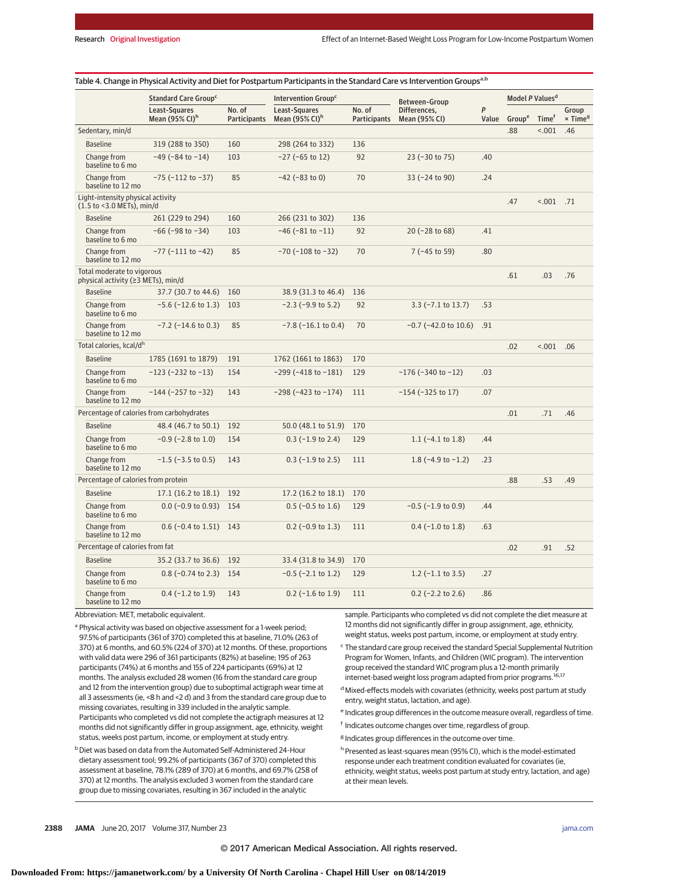Table 4. Change in Physical Activity and Diet for Postpartum Participants in the Standard Care vs Intervention Groups[a,b]

| | Standard Care Group[c] | | Intervention Group[c] | | Between-Group Differences, Mean (95% CI) | P Value | Model P Values[d] | | |
|---|---|---|---|---|---|---|---|---|---|
| | Least-Squares Mean (95% CI)[h] | No. of Participants | Least-Squares Mean (95% CI)[h] | No. of Participants | | | Group[e] | Time[f] | Group × Time[g] |
| Sedentary, min/d | | | | | | | .88 | <.001 | .46 |
| Baseline | 319 (288 to 350) | 160 | 298 (264 to 332) | 136 | | | | | |
| Change from baseline to 6 mo | −49 (−84 to −14) | 103 | −27 (−65 to 12) | 92 | 23 (−30 to 75) | .40 | | | |
| Change from baseline to 12 mo | −75 (−112 to −37) | 85 | −42 (−83 to 0) | 70 | 33 (−24 to 90) | .24 | | | |
| Light-intensity physical activity (1.5 to <3.0 METs), min/d | | | | | | | .47 | <.001 | .71 |
| Baseline | 261 (229 to 294) | 160 | 266 (231 to 302) | 136 | | | | | |
| Change from baseline to 6 mo | −66 (−98 to −34) | 103 | −46 (−81 to −11) | 92 | 20 (−28 to 68) | .41 | | | |
| Change from baseline to 12 mo | −77 (−111 to −42) | 85 | −70 (−108 to −32) | 70 | 7 (−45 to 59) | .80 | | | |
| Total moderate to vigorous physical activity (≥3 METs), min/d | | | | | | | .61 | .03 | .76 |
| Baseline | 37.7 (30.7 to 44.6) | 160 | 38.9 (31.3 to 46.4) | 136 | | | | | |
| Change from baseline to 6 mo | −5.6 (−12.6 to 1.3) | 103 | −2.3 (−9.9 to 5.2) | 92 | 3.3 (−7.1 to 13.7) | .53 | | | |
| Change from baseline to 12 mo | −7.2 (−14.6 to 0.3) | 85 | −7.8 (−16.1 to 0.4) | 70 | −0.7 (−42.0 to 10.6) | .91 | | | |
| Total calories, kcal/d[h] | | | | | | | .02 | <.001 | .06 |
| Baseline | 1785 (1691 to 1879) | 191 | 1762 (1661 to 1863) | 170 | | | | | |
| Change from baseline to 6 mo | −123 (−232 to −13) | 154 | −299 (−418 to −181) | 129 | −176 (−340 to −12) | .03 | | | |
| Change from baseline to 12 mo | −144 (−257 to −32) | 143 | −298 (−423 to −174) | 111 | −154 (−325 to 17) | .07 | | | |
| Percentage of calories from carbohydrates | | | | | | | .01 | .71 | .46 |
| Baseline | 48.4 (46.7 to 50.1) | 192 | 50.0 (48.1 to 51.9) | 170 | | | | | |
| Change from baseline to 6 mo | −0.9 (−2.8 to 1.0) | 154 | 0.3 (−1.9 to 2.4) | 129 | 1.1 (−4.1 to 1.8) | .44 | | | |
| Change from baseline to 12 mo | −1.5 (−3.5 to 0.5) | 143 | 0.3 (−1.9 to 2.5) | 111 | 1.8 (−4.9 to −1.2) | .23 | | | |
| Percentage of calories from protein | | | | | | | .88 | .53 | .49 |
| Baseline | 17.1 (16.2 to 18.1) | 192 | 17.2 (16.2 to 18.1) | 170 | | | | | |
| Change from baseline to 6 mo | 0.0 (−0.9 to 0.93) | 154 | 0.5 (−0.5 to 1.6) | 129 | −0.5 (−1.9 to 0.9) | .44 | | | |
| Change from baseline to 12 mo | 0.6 (−0.4 to 1.51) | 143 | 0.2 (−0.9 to 1.3) | 111 | 0.4 (−1.0 to 1.8) | .63 | | | |
| Percentage of calories from fat | | | | | | | .02 | .91 | .52 |
| Baseline | 35.2 (33.7 to 36.6) | 192 | 33.4 (31.8 to 34.9) | 170 | | | | | |
| Change from baseline to 6 mo | 0.8 (−0.74 to 2.3) | 154 | −0.5 (−2.1 to 1.2) | 129 | 1.2 (−1.1 to 3.5) | .27 | | | |
| Change from baseline to 12 mo | 0.4 (−1.2 to 1.9) | 143 | 0.2 (−1.6 to 1.9) | 111 | 0.2 (−2.2 to 2.6) | .86 | | | |

Abbreviation: MET, metabolic equivalent.

[a] Physical activity was based on objective assessment for a 1-week period; 97.5% of participants (361 of 370) completed this at baseline, 71.0% (263 of 370) at 6 months, and 60.5% (224 of 370) at 12 months. Of these, proportions with valid data were 296 of 361 participants (82%) at baseline; 195 of 263 participants (74%) at 6 months and 155 of 224 participants (69%) at 12 months. The analysis excluded 28 women (16 from the standard care group and 12 from the intervention group) due to suboptimal actigraph wear time at all 3 assessments (ie, <8 h and <2 d) and 3 from the standard care group due to missing covariates, resulting in 339 included in the analytic sample. Participants who completed vs did not complete the actigraph measures at 12 months did not significantly differ in group assignment, age, ethnicity, weight status, weeks post partum, income, or employment at study entry.

[b] Diet was based on data from the Automated Self-Administered 24-Hour dietary assessment tool; 99.2% of participants (367 of 370) completed this assessment at baseline, 78.1% (289 of 370) at 6 months, and 69.7% (258 of 370) at 12 months. The analysis excluded 3 women from the standard care group due to missing covariates, resulting in 367 included in the analytic sample. Participants who completed vs did not complete the diet measure at 12 months did not significantly differ in group assignment, age, ethnicity, weight status, weeks post partum, income, or employment at study entry.

[c] The standard care group received the standard Special Supplemental Nutrition Program for Women, Infants, and Children (WIC program). The intervention group received the standard WIC program plus a 12-month primarily internet-based weight loss program adapted from prior programs.[16,17]

[d] Mixed-effects models with covariates (ethnicity, weeks post partum at study entry, weight status, lactation, and age).

[e] Indicates group differences in the outcome measure overall, regardless of time.

[f] Indicates outcome changes over time, regardless of group.

[g] Indicates group differences in the outcome over time.

[h] Presented as least-squares mean (95% CI), which is the model-estimated response under each treatment condition evaluated for covariates (ie, ethnicity, weight status, weeks post partum at study entry, lactation, and age) at their mean levels.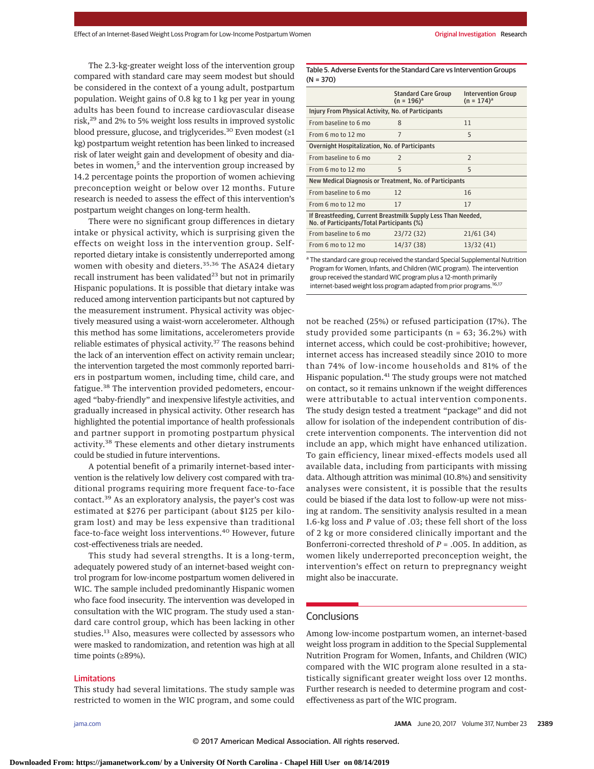The 2.3-kg-greater weight loss of the intervention group compared with standard care may seem modest but should be considered in the context of a young adult, postpartum population. Weight gains of 0.8 kg to 1 kg per year in young adults has been found to increase cardiovascular disease risk,[29] and 2% to 5% weight loss results in improved systolic blood pressure, glucose, and triglycerides.[30] Even modest (≥1 kg) postpartum weight retention has been linked to increased risk of later weight gain and development of obesity and diabetes in women,[5] and the intervention group increased by 14.2 percentage points the proportion of women achieving preconception weight or below over 12 months. Future research is needed to assess the effect of this intervention's postpartum weight changes on long-term health.

There were no significant group differences in dietary intake or physical activity, which is surprising given the effects on weight loss in the intervention group. Self-reported dietary intake is consistently underreported among women with obesity and dieters.[35,36] The ASA24 dietary recall instrument has been validated[23] but not in primarily Hispanic populations. It is possible that dietary intake was reduced among intervention participants but not captured by the measurement instrument. Physical activity was objectively measured using a waist-worn accelerometer. Although this method has some limitations, accelerometers provide reliable estimates of physical activity.[37] The reasons behind the lack of an intervention effect on activity remain unclear; the intervention targeted the most commonly reported barriers in postpartum women, including time, child care, and fatigue.[38] The intervention provided pedometers, encouraged "baby-friendly" and inexpensive lifestyle activities, and gradually increased in physical activity. Other research has highlighted the potential importance of health professionals and partner support in promoting postpartum physical activity.[38] These elements and other dietary instruments could be studied in future interventions.

A potential benefit of a primarily internet-based intervention is the relatively low delivery cost compared with traditional programs requiring more frequent face-to-face contact.[39] As an exploratory analysis, the payer's cost was estimated at $276 per participant (about $125 per kilogram lost) and may be less expensive than traditional face-to-face weight loss interventions.[40] However, future cost-effectiveness trials are needed.

This study had several strengths. It is a long-term, adequately powered study of an internet-based weight control program for low-income postpartum women delivered in WIC. The sample included predominantly Hispanic women who face food insecurity. The intervention was developed in consultation with the WIC program. The study used a standard care control group, which has been lacking in other studies.[13] Also, measures were collected by assessors who were masked to randomization, and retention was high at all time points (≥89%).

Table 5. Adverse Events for the Standard Care vs Intervention Groups (N = 370)

| | Standard Care Group (n = 196)[a] | Intervention Group (n = 174)[a] |
|---|---|---|
| **Injury From Physical Activity, No. of Participants** | | |
| From baseline to 6 mo | 8 | 11 |
| From 6 mo to 12 mo | 7 | 5 |
| **Overnight Hospitalization, No. of Participants** | | |
| From baseline to 6 mo | 2 | 2 |
| From 6 mo to 12 mo | 5 | 5 |
| **New Medical Diagnosis or Treatment, No. of Participants** | | |
| From baseline to 6 mo | 12 | 16 |
| From 6 mo to 12 mo | 17 | 17 |
| **If Breastfeeding, Current Breastmilk Supply Less Than Needed, No. of Participants/Total Participants (%)** | | |
| From baseline to 6 mo | 23/72 (32) | 21/61 (34) |
| From 6 mo to 12 mo | 14/37 (38) | 13/32 (41) |

[a] The standard care group received the standard Special Supplemental Nutrition Program for Women, Infants, and Children (WIC program). The intervention group received the standard WIC program plus a 12-month primarily internet-based weight loss program adapted from prior programs.[16,17]

## Limitations

This study had several limitations. The study sample was restricted to women in the WIC program, and some could not be reached (25%) or refused participation (17%). The study provided some participants (n = 63; 36.2%) with internet access, which could be cost-prohibitive; however, internet access has increased steadily since 2010 to more than 74% of low-income households and 81% of the Hispanic population.[41] The study groups were not matched on contact, so it remains unknown if the weight differences were attributable to actual intervention components. The study design tested a treatment "package" and did not allow for isolation of the independent contribution of discrete intervention components. The intervention did not include an app, which might have enhanced utilization. To gain efficiency, linear mixed-effects models used all available data, including from participants with missing data. Although attrition was minimal (10.8%) and sensitivity analyses were consistent, it is possible that the results could be biased if the data lost to follow-up were not missing at random. The sensitivity analysis resulted in a mean 1.6-kg loss and *P* value of .03; these fell short of the loss of 2 kg or more considered clinically important and the Bonferroni-corrected threshold of *P* = .005. In addition, as women likely underreported preconception weight, the intervention's effect on return to prepregnancy weight might also be inaccurate.

## Conclusions

Among low-income postpartum women, an internet-based weight loss program in addition to the Special Supplemental Nutrition Program for Women, Infants, and Children (WIC) compared with the WIC program alone resulted in a statistically significant greater weight loss over 12 months. Further research is needed to determine program and cost-effectiveness as part of the WIC program.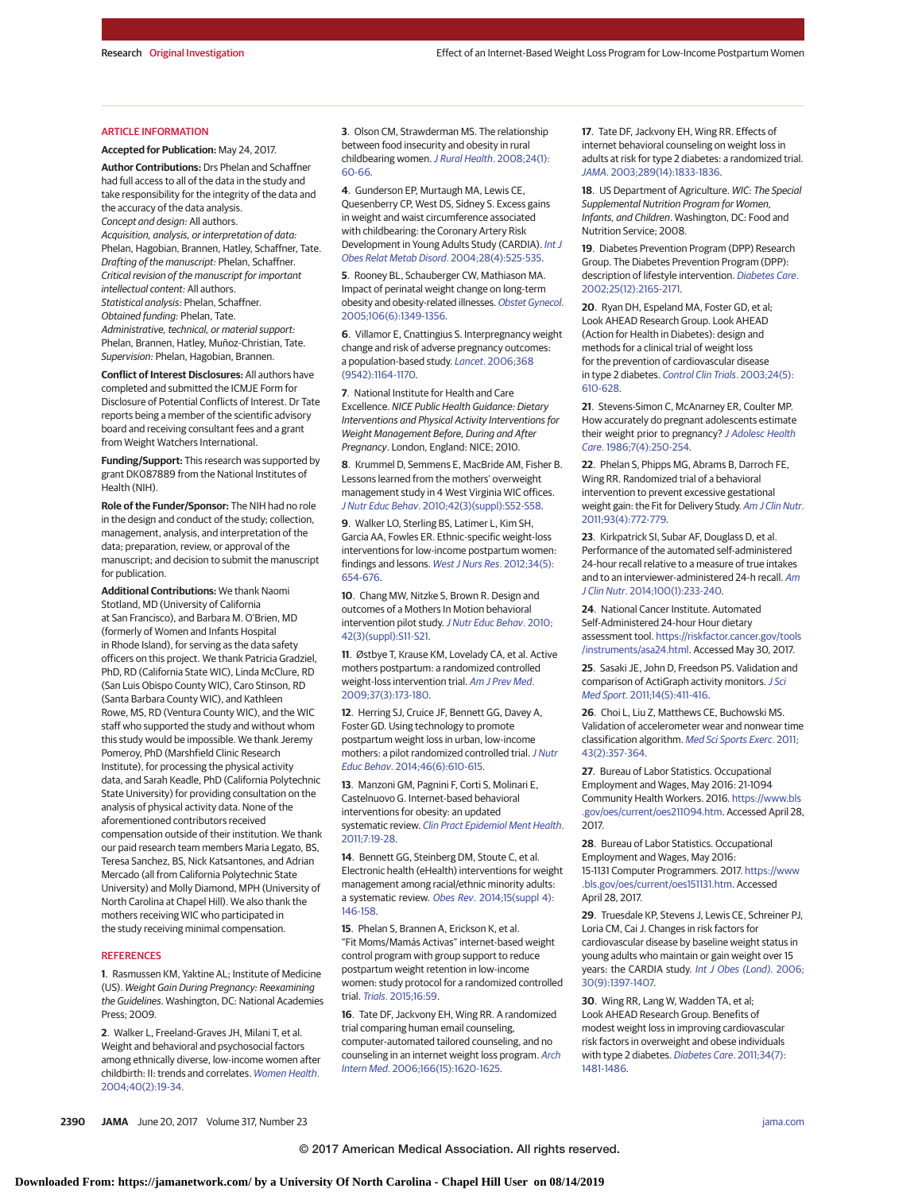## ARTICLE INFORMATION

**Accepted for Publication:** May 24, 2017.

**Author Contributions:** Drs Phelan and Schaffner had full access to all of the data in the study and take responsibility for the integrity of the data and the accuracy of the data analysis.

*Concept and design:* All authors.

*Acquisition, analysis, or interpretation of data:* Phelan, Hagobian, Brannen, Hatley, Schaffner, Tate.

*Drafting of the manuscript:* Phelan, Schaffner.

*Critical revision of the manuscript for important intellectual content:* All authors.

*Statistical analysis:* Phelan, Schaffner.

*Obtained funding:* Phelan, Tate.

*Administrative, technical, or material support:* Phelan, Brannen, Hatley, Muñoz-Christian, Tate.

*Supervision:* Phelan, Hagobian, Brannen.

**Conflict of Interest Disclosures:** All authors have completed and submitted the ICMJE Form for Disclosure of Potential Conflicts of Interest. Dr Tate reports being a member of the scientific advisory board and receiving consultant fees and a grant from Weight Watchers International.

**Funding/Support:** This research was supported by grant DK087889 from the National Institutes of Health (NIH).

**Role of the Funder/Sponsor:** The NIH had no role in the design and conduct of the study; collection, management, analysis, and interpretation of the data; preparation, review, or approval of the manuscript; and decision to submit the manuscript for publication.

**Additional Contributions:** We thank Naomi Stotland, MD (University of California at San Francisco), and Barbara M. O'Brien, MD (formerly of Women and Infants Hospital in Rhode Island), for serving as the data safety officers on this project. We thank Patricia Gradziel, PhD, RD (California State WIC), Linda McClure, RD (San Luis Obispo County WIC), Caro Stinson, RD (Santa Barbara County WIC), and Kathleen Rowe, MS, RD (Ventura County WIC), and the WIC staff who supported the study and without whom this study would be impossible. We thank Jeremy Pomeroy, PhD (Marshfield Clinic Research Institute), for processing the physical activity data, and Sarah Keadle, PhD (California Polytechnic State University) for providing consultation on the analysis of physical activity data. None of the aforementioned contributors received compensation outside of their institution. We thank our paid research team members Maria Legato, BS, Teresa Sanchez, BS, Nick Katsantones, and Adrian Mercado (all from California Polytechnic State University) and Molly Diamond, MPH (University of North Carolina at Chapel Hill). We also thank the mothers receiving WIC who participated in the study receiving minimal compensation.

## REFERENCES

1. Rasmussen KM, Yaktine AL; Institute of Medicine (US). *Weight Gain During Pregnancy: Reexamining the Guidelines*. Washington, DC: National Academies Press; 2009.

2. Walker L, Freeland-Graves JH, Milani T, et al. Weight and behavioral and psychosocial factors among ethnically diverse, low-income women after childbirth: II: trends and correlates. *Women Health*. 2004;40(2):19-34.

3. Olson CM, Strawderman MS. The relationship between food insecurity and obesity in rural childbearing women. *J Rural Health*. 2008;24(1):60-66.

4. Gunderson EP, Murtaugh MA, Lewis CE, Quesenberry CP, West DS, Sidney S. Excess gains in weight and waist circumference associated with childbearing: the Coronary Artery Risk Development in Young Adults Study (CARDIA). *Int J Obes Relat Metab Disord*. 2004;28(4):525-535.

5. Rooney BL, Schauberger CW, Mathiason MA. Impact of perinatal weight change on long-term obesity and obesity-related illnesses. *Obstet Gynecol*. 2005;106(6):1349-1356.

6. Villamor E, Cnattingius S. Interpregnancy weight change and risk of adverse pregnancy outcomes: a population-based study. *Lancet*. 2006;368(9542):1164-1170.

7. National Institute for Health and Care Excellence. *NICE Public Health Guidance: Dietary Interventions and Physical Activity Interventions for Weight Management Before, During and After Pregnancy*. London, England: NICE; 2010.

8. Krummel D, Semmens E, MacBride AM, Fisher B. Lessons learned from the mothers' overweight management study in 4 West Virginia WIC offices. *J Nutr Educ Behav*. 2010;42(3)(suppl):S52-S58.

9. Walker LO, Sterling BS, Latimer L, Kim SH, Garcia AA, Fowles ER. Ethnic-specific weight-loss interventions for low-income postpartum women: findings and lessons. *West J Nurs Res*. 2012;34(5):654-676.

10. Chang MW, Nitzke S, Brown R. Design and outcomes of a Mothers In Motion behavioral intervention pilot study. *J Nutr Educ Behav*. 2010;42(3)(suppl):S11-S21.

11. Østbye T, Krause KM, Lovelady CA, et al. Active mothers postpartum: a randomized controlled weight-loss intervention trial. *Am J Prev Med*. 2009;37(3):173-180.

12. Herring SJ, Cruice JF, Bennett GG, Davey A, Foster GD. Using technology to promote postpartum weight loss in urban, low-income mothers: a pilot randomized controlled trial. *J Nutr Educ Behav*. 2014;46(6):610-615.

13. Manzoni GM, Pagnini F, Corti S, Molinari E, Castelnuovo G. Internet-based behavioral interventions for obesity: an updated systematic review. *Clin Pract Epidemiol Ment Health*. 2011;7:19-28.

14. Bennett GG, Steinberg DM, Stoute C, et al. Electronic health (eHealth) interventions for weight management among racial/ethnic minority adults: a systematic review. *Obes Rev*. 2014;15(suppl 4):146-158.

15. Phelan S, Brannen A, Erickson K, et al. "Fit Moms/Mamás Activas" internet-based weight control program with group support to reduce postpartum weight retention in low-income women: study protocol for a randomized controlled trial. *Trials*. 2015;16:59.

16. Tate DF, Jackvony EH, Wing RR. A randomized trial comparing human email counseling, computer-automated tailored counseling, and no counseling in an internet weight loss program. *Arch Intern Med*. 2006;166(15):1620-1625.

17. Tate DF, Jackvony EH, Wing RR. Effects of internet behavioral counseling on weight loss in adults at risk for type 2 diabetes: a randomized trial. *JAMA*. 2003;289(14):1833-1836.

18. US Department of Agriculture. *WIC: The Special Supplemental Nutrition Program for Women, Infants, and Children*. Washington, DC: Food and Nutrition Service; 2008.

19. Diabetes Prevention Program (DPP) Research Group. The Diabetes Prevention Program (DPP): description of lifestyle intervention. *Diabetes Care*. 2002;25(12):2165-2171.

20. Ryan DH, Espeland MA, Foster GD, et al; Look AHEAD Research Group. Look AHEAD (Action for Health in Diabetes): design and methods for a clinical trial of weight loss for the prevention of cardiovascular disease in type 2 diabetes. *Control Clin Trials*. 2003;24(5):610-628.

21. Stevens-Simon C, McAnarney ER, Coulter MP. How accurately do pregnant adolescents estimate their weight prior to pregnancy? *J Adolesc Health Care*. 1986;7(4):250-254.

22. Phelan S, Phipps MG, Abrams B, Darroch FE, Wing RR. Randomized trial of a behavioral intervention to prevent excessive gestational weight gain: the Fit for Delivery Study. *Am J Clin Nutr*. 2011;93(4):772-779.

23. Kirkpatrick SI, Subar AF, Douglass D, et al. Performance of the automated self-administered 24-hour recall relative to a measure of true intakes and to an interviewer-administered 24-h recall. *Am J Clin Nutr*. 2014;100(1):233-240.

24. National Cancer Institute. Automated Self-Administered 24-hour Hour dietary assessment tool. https://riskfactor.cancer.gov/tools/instruments/asa24.html. Accessed May 30, 2017.

25. Sasaki JE, John D, Freedson PS. Validation and comparison of ActiGraph activity monitors. *J Sci Med Sport*. 2011;14(5):411-416.

26. Choi L, Liu Z, Matthews CE, Buchowski MS. Validation of accelerometer wear and nonwear time classification algorithm. *Med Sci Sports Exerc*. 2011;43(2):357-364.

27. Bureau of Labor Statistics. Occupational Employment and Wages, May 2016: 21-1094 Community Health Workers. 2016. https://www.bls.gov/oes/current/oes211094.htm. Accessed April 28, 2017.

28. Bureau of Labor Statistics. Occupational Employment and Wages, May 2016: 15-1131 Computer Programmers. 2017. https://www.bls.gov/oes/current/oes151131.htm. Accessed April 28, 2017.

29. Truesdale KP, Stevens J, Lewis CE, Schreiner PJ, Loria CM, Cai J. Changes in risk factors for cardiovascular disease by baseline weight status in young adults who maintain or gain weight over 15 years: the CARDIA study. *Int J Obes (Lond)*. 2006;30(9):1397-1407.

30. Wing RR, Lang W, Wadden TA, et al; Look AHEAD Research Group. Benefits of modest weight loss in improving cardiovascular risk factors in overweight and obese individuals with type 2 diabetes. *Diabetes Care*. 2011;34(7):1481-1486.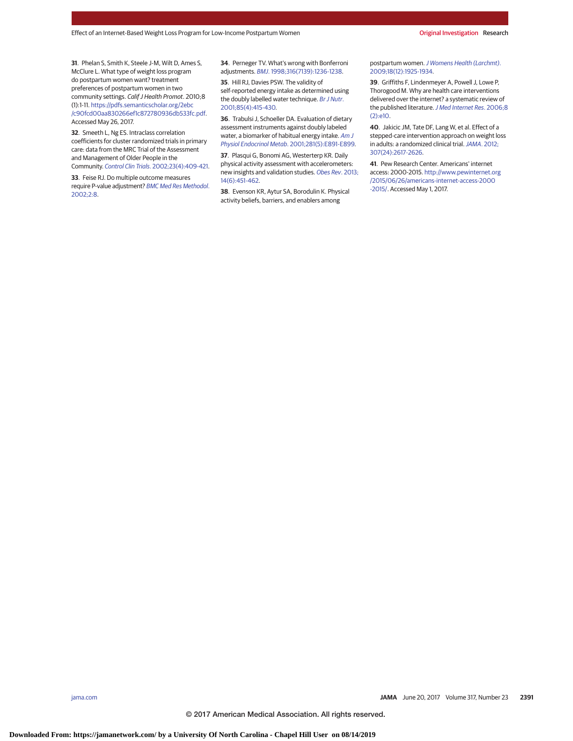31. Phelan S, Smith K, Steele J-M, Wilt D, Ames S, McClure L. What type of weight loss program do postpartum women want? treatment preferences of postpartum women in two community settings. *Calif J Health Promot*. 2010;8(1):1-11. https://pdfs.semanticscholar.org/2ebc/c90fcd00aa830266ef1c872780936db533fc.pdf. Accessed May 26, 2017.

32. Smeeth L, Ng ES. Intraclass correlation coefficients for cluster randomized trials in primary care: data from the MRC Trial of the Assessment and Management of Older People in the Community. *Control Clin Trials*. 2002;23(4):409-421.

33. Feise RJ. Do multiple outcome measures require P-value adjustment? *BMC Med Res Methodol*. 2002;2:8.

34. Perneger TV. What's wrong with Bonferroni adjustments. *BMJ*. 1998;316(7139):1236-1238.

35. Hill RJ, Davies PSW. The validity of self-reported energy intake as determined using the doubly labelled water technique. *Br J Nutr*. 2001;85(4):415-430.

36. Trabulsi J, Schoeller DA. Evaluation of dietary assessment instruments against doubly labeled water, a biomarker of habitual energy intake. *Am J Physiol Endocrinol Metab*. 2001;281(5):E891-E899.

37. Plasqui G, Bonomi AG, Westerterp KR. Daily physical activity assessment with accelerometers: new insights and validation studies. *Obes Rev*. 2013;14(6):451-462.

38. Evenson KR, Aytur SA, Borodulin K. Physical activity beliefs, barriers, and enablers among postpartum women. *J Womens Health (Larchmt)*. 2009;18(12):1925-1934.

39. Griffiths F, Lindenmeyer A, Powell J, Lowe P, Thorogood M. Why are health care interventions delivered over the internet? a systematic review of the published literature. *J Med Internet Res*. 2006;8(2):e10.

40. Jakicic JM, Tate DF, Lang W, et al. Effect of a stepped-care intervention approach on weight loss in adults: a randomized clinical trial. *JAMA*. 2012;307(24):2617-2626.

41. Pew Research Center. Americans' internet access: 2000-2015. http://www.pewinternet.org/2015/06/26/americans-internet-access-2000-2015/. Accessed May 1, 2017.